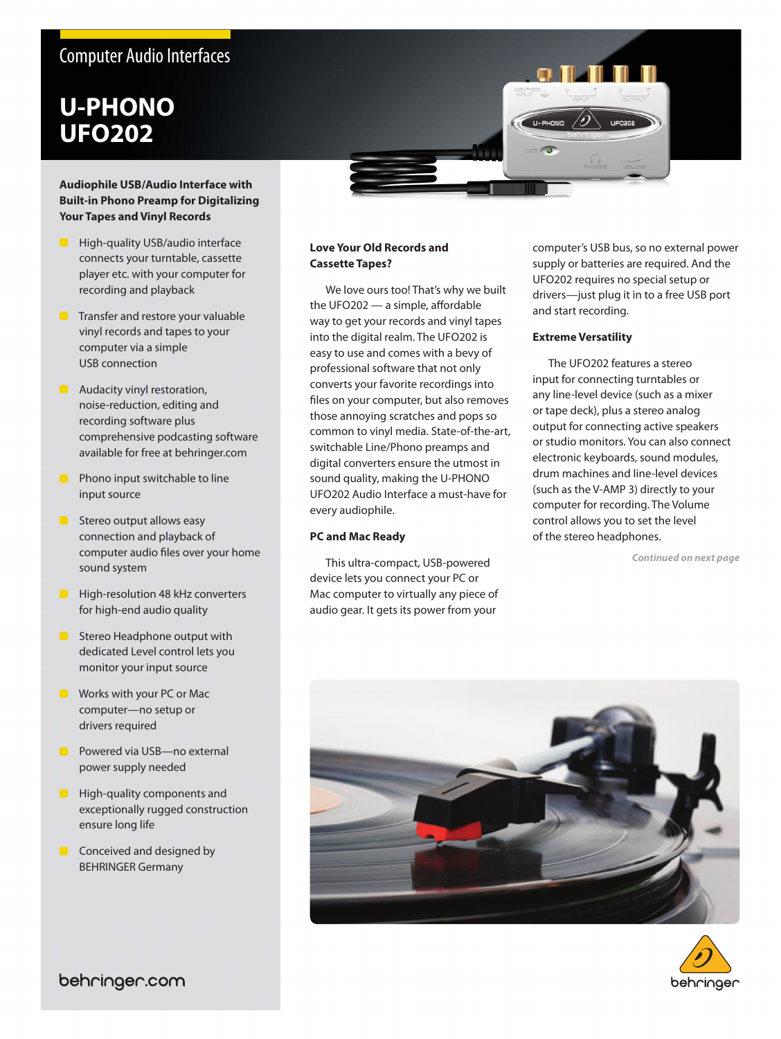Computer Audio Interfaces

# U-PHONO UFO202

**Audiophile USB/Audio Interface with Built-in Phono Preamp for Digitalizing Your Tapes and Vinyl Records**

- High-quality USB/audio interface connects your turntable, cassette player etc. with your computer for recording and playback
- Transfer and restore your valuable vinyl records and tapes to your computer via a simple USB connection
- Audacity vinyl restoration, noise-reduction, editing and recording software plus comprehensive podcasting software available for free at behringer.com
- Phono input switchable to line input source
- Stereo output allows easy connection and playback of computer audio files over your home sound system
- High-resolution 48 kHz converters for high-end audio quality
- Stereo Headphone output with dedicated Level control lets you monitor your input source
- Works with your PC or Mac computer—no setup or drivers required
- Powered via USB—no external power supply needed
- High-quality components and exceptionally rugged construction ensure long life
- Conceived and designed by BEHRINGER Germany

### Love Your Old Records and Cassette Tapes?

We love ours too! That's why we built the UFO202 — a simple, affordable way to get your records and vinyl tapes into the digital realm. The UFO202 is easy to use and comes with a bevy of professional software that not only converts your favorite recordings into files on your computer, but also removes those annoying scratches and pops so common to vinyl media. State-of-the-art, switchable Line/Phono preamps and digital converters ensure the utmost in sound quality, making the U-PHONO UFO202 Audio Interface a must-have for every audiophile.

### PC and Mac Ready

This ultra-compact, USB-powered device lets you connect your PC or Mac computer to virtually any piece of audio gear. It gets its power from your computer's USB bus, so no external power supply or batteries are required. And the UFO202 requires no special setup or drivers—just plug it in to a free USB port and start recording.

### Extreme Versatility

The UFO202 features a stereo input for connecting turntables or any line-level device (such as a mixer or tape deck), plus a stereo analog output for connecting active speakers or studio monitors. You can also connect electronic keyboards, sound modules, drum machines and line-level devices (such as the V-AMP 3) directly to your computer for recording. The Volume control allows you to set the level of the stereo headphones.

*Continued on next page*

behringer.com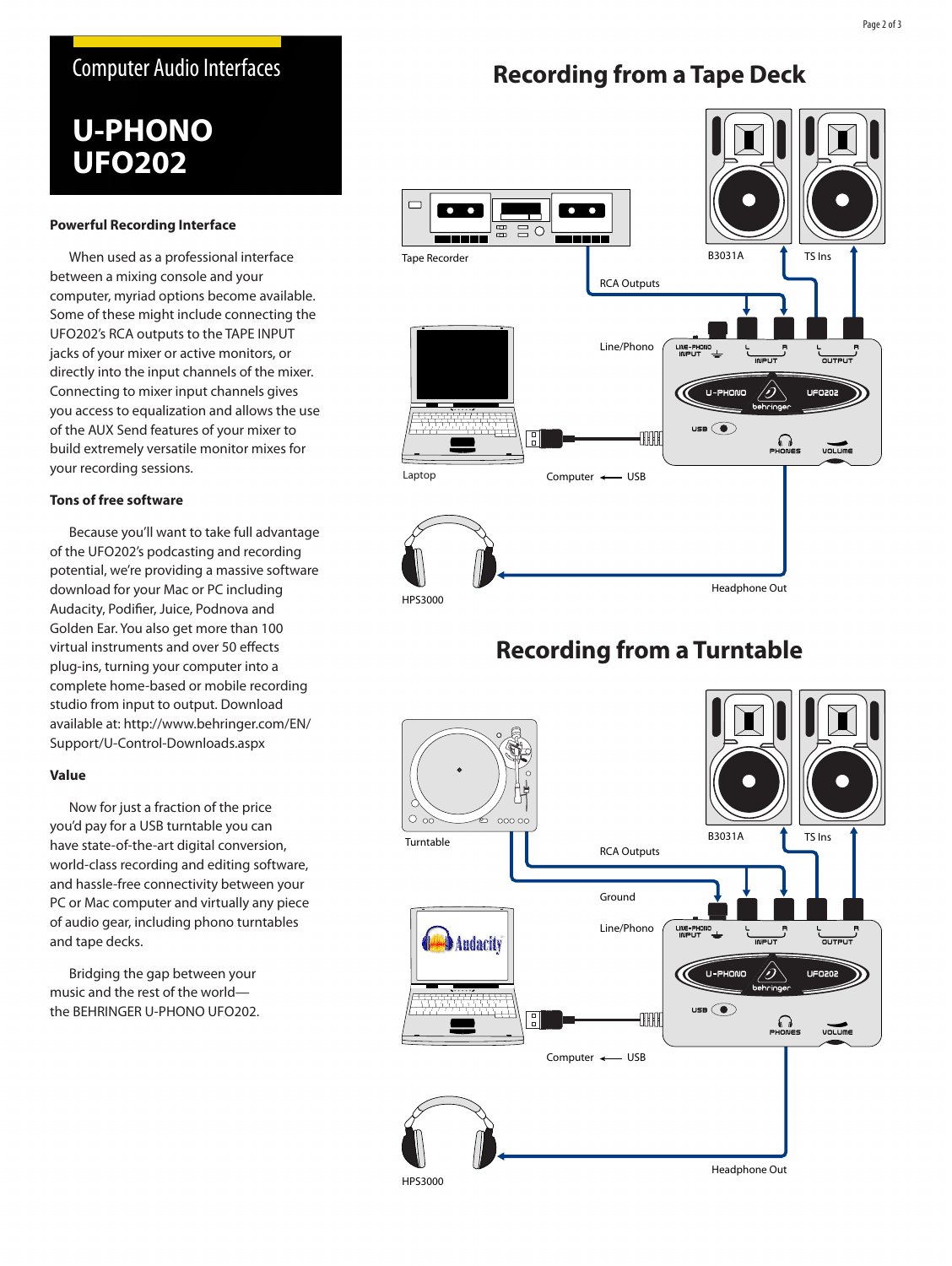Computer Audio Interfaces

# U-PHONO UFO202

### Powerful Recording Interface

When used as a professional interface between a mixing console and your computer, myriad options become available. Some of these might include connecting the UFO202's RCA outputs to the TAPE INPUT jacks of your mixer or active monitors, or directly into the input channels of the mixer. Connecting to mixer input channels gives you access to equalization and allows the use of the AUX Send features of your mixer to build extremely versatile monitor mixes for your recording sessions.

### Tons of free software

Because you'll want to take full advantage of the UFO202's podcasting and recording potential, we're providing a massive software download for your Mac or PC including Audacity, Podifier, Juice, Podnova and Golden Ear. You also get more than 100 virtual instruments and over 50 effects plug-ins, turning your computer into a complete home-based or mobile recording studio from input to output. Download available at: http://www.behringer.com/EN/Support/U-Control-Downloads.aspx

### Value

Now for just a fraction of the price you'd pay for a USB turntable you can have state-of-the-art digital conversion, world-class recording and editing software, and hassle-free connectivity between your PC or Mac computer and virtually any piece of audio gear, including phono turntables and tape decks.

Bridging the gap between your music and the rest of the world—the BEHRINGER U-PHONO UFO202.

## Recording from a Tape Deck

Tape Recorder, B3031A, TS Ins, RCA Outputs, Line/Phono, Laptop, Computer ⟵ USB, HPS3000, Headphone Out

## Recording from a Turntable

Turntable, B3031A, TS Ins, RCA Outputs, Ground, Line/Phono, Computer ⟵ USB, HPS3000, Headphone Out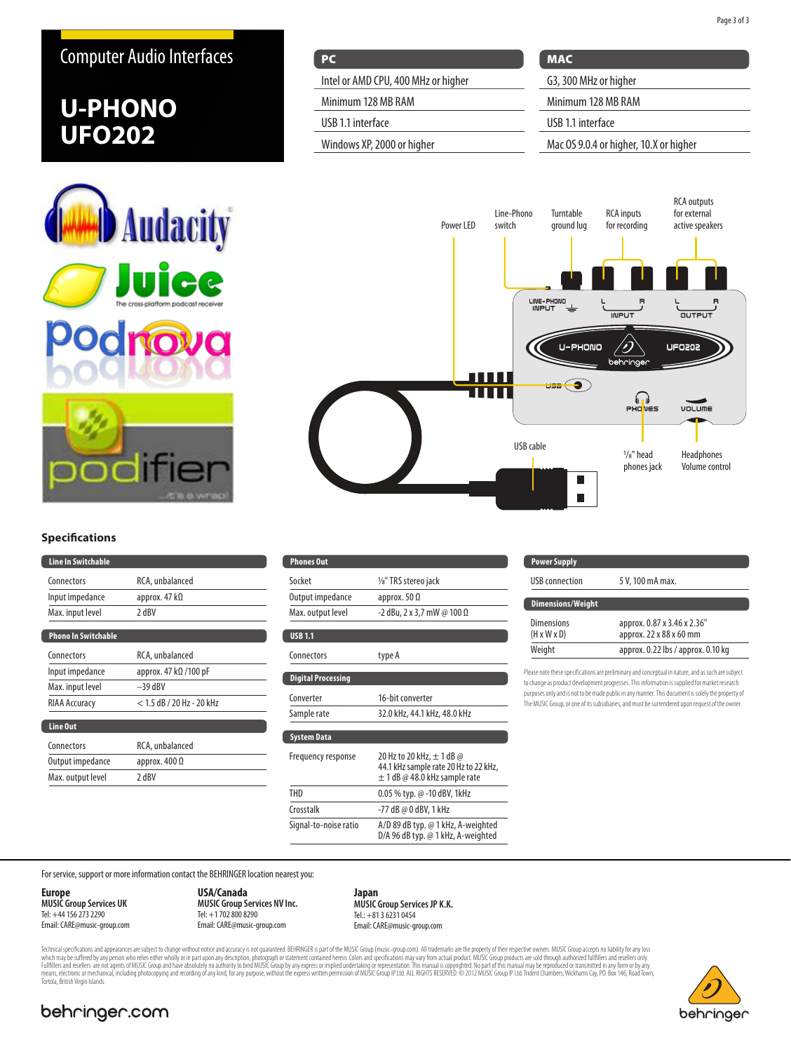# Computer Audio Interfaces

# U-PHONO UFO202

| PC | MAC |
|---|---|
| Intel or AMD CPU, 400 MHz or higher | G3, 300 MHz or higher |
| Minimum 128 MB RAM | Minimum 128 MB RAM |
| USB 1.1 interface | USB 1.1 interface |
| Windows XP, 2000 or higher | Mac OS 9.0.4 or higher, 10.X or higher |

Power LED
Line-Phono switch
Turntable ground lug
RCA inputs for recording
RCA outputs for external active speakers
USB cable
1/8" head phones jack
Headphones Volume control

## Specifications

| Line In Switchable | |
|---|---|
| Connectors | RCA, unbalanced |
| Input impedance | approx. 47 kΩ |
| Max. input level | 2 dBV |

| Phono In Switchable | |
|---|---|
| Connectors | RCA, unbalanced |
| Input impedance | approx. 47 kΩ /100 pF |
| Max. input level | –39 dBV |
| RIAA Accuracy | < 1.5 dB / 20 Hz - 20 kHz |

| Line Out | |
|---|---|
| Connectors | RCA, unbalanced |
| Output impedance | approx. 400 Ω |
| Max. output level | 2 dBV |

| Phones Out | |
|---|---|
| Socket | 1/8" TRS stereo jack |
| Output impedance | approx. 50 Ω |
| Max. output level | -2 dBu, 2 x 3,7 mW @ 100 Ω |

| USB 1.1 | |
|---|---|
| Connectors | type A |

| Digital Processing | |
|---|---|
| Converter | 16-bit converter |
| Sample rate | 32.0 kHz, 44.1 kHz, 48.0 kHz |

| System Data | |
|---|---|
| Frequency response | 20 Hz to 20 kHz, ± 1 dB @ 44.1 kHz sample rate 20 Hz to 22 kHz, ± 1 dB @ 48.0 kHz sample rate |
| THD | 0.05 % typ. @ -10 dBV, 1kHz |
| Crosstalk | -77 dB @ 0 dBV, 1 kHz |
| Signal-to-noise ratio | A/D 89 dB typ. @ 1 kHz, A-weighted D/A 96 dB typ. @ 1 kHz, A-weighted |

| Power Supply | |
|---|---|
| USB connection | 5 V, 100 mA max. |

| Dimensions/Weight | |
|---|---|
| Dimensions (H x W x D) | approx. 0.87 x 3.46 x 2.36" approx. 22 x 88 x 60 mm |
| Weight | approx. 0.22 lbs / approx. 0.10 kg |

Please note these specifications are preliminary and conceptual in nature, and as such are subject to change as product development progresses. This information is supplied for market research purposes only and is not to be made public in any manner. This document is solely the property of The MUSIC Group, or one of its subsidiaries, and must be surrendered upon request of the owner.

For service, support or more information contact the BEHRINGER location nearest you:

**Europe**
**MUSIC Group Services UK**
Tel: +44 156 273 2290
Email: CARE@music-group.com

**USA/Canada**
**MUSIC Group Services NV Inc.**
Tel: +1 702 800 8290
Email: CARE@music-group.com

**Japan**
**MUSIC Group Services JP K.K.**
Tel.: +81 3 6231 0454
Email: CARE@music-group.com

Technical specifications and appearances are subject to change without notice and accuracy is not guaranteed. BEHRINGER is part of the MUSIC Group (music-group.com). All trademarks are the property of their respective owners. MUSIC Group accepts no liability for any loss which may be suffered by any person who relies either wholly or in part upon any description, photograph or statement contained herein. Colors and specifications may vary from actual product. MUSIC Group products are sold through authorized fulfillers and resellers only. Fulfillers and resellers are not agents of MUSIC Group and have absolutely no authority to bind MUSIC Group by any express or implied undertaking or representation. This manual is copyrighted. No part of this manual may be reproduced or transmitted in any form or by any means, electronic or mechanical, including photocopying and recording of any kind, for any purpose, without the express written permission of MUSIC Group IP Ltd. ALL RIGHTS RESERVED. © 2012 MUSIC Group IP Ltd. Trident Chambers, Wickhams Cay, P.O. Box 146, Road Town, Tortola, British Virgin Islands

behringer.com